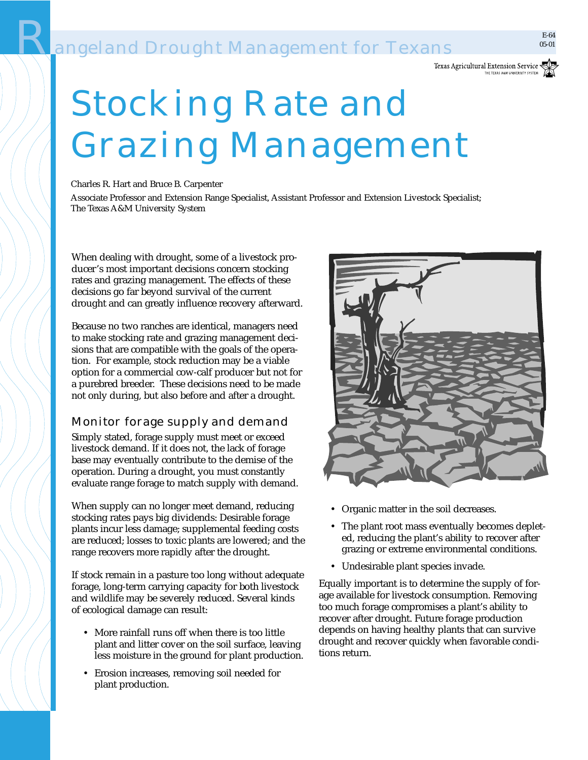# Rangeland Drought Management for Texans

# Stocking Rate and Grazing Management

Charles R. Hart and Bruce B. Carpenter

Associate Professor and Extension Range Specialist, Assistant Professor and Extension Livestock Specialist; The Texas A&M University System

When dealing with drought, some of a livestock producer's most important decisions concern stocking rates and grazing management. The effects of these decisions go far beyond survival of the current drought and can greatly influence recovery afterward.

Because no two ranches are identical, managers need to make stocking rate and grazing management decisions that are compatible with the goals of the operation. For example, stock reduction may be a viable option for a commercial cow-calf producer but not for a purebred breeder. These decisions need to be made not only during, but also before and after a drought.

## Monitor forage supply and demand

Simply stated, forage supply must meet or exceed livestock demand. If it does not, the lack of forage base may eventually contribute to the demise of the operation. During a drought, you must constantly evaluate range forage to match supply with demand.

When supply can no longer meet demand, reducing stocking rates pays big dividends: Desirable forage plants incur less damage; supplemental feeding costs are reduced; losses to toxic plants are lowered; and the range recovers more rapidly after the drought.

If stock remain in a pasture too long without adequate forage, long-term carrying capacity for both livestock and wildlife may be severely reduced. Several kinds of ecological damage can result:

- More rainfall runs off when there is too little plant and litter cover on the soil surface, leaving less moisture in the ground for plant production.
- Erosion increases, removing soil needed for plant production.
- Organic matter in the soil decreases.
- The plant root mass eventually becomes depleted, reducing the plant's ability to recover after grazing or extreme environmental conditions.
- Undesirable plant species invade.

Equally important is to determine the supply of forage available for livestock consumption. Removing too much forage compromises a plant's ability to recover after drought. Future forage production depends on having healthy plants that can survive drought and recover quickly when favorable conditions return.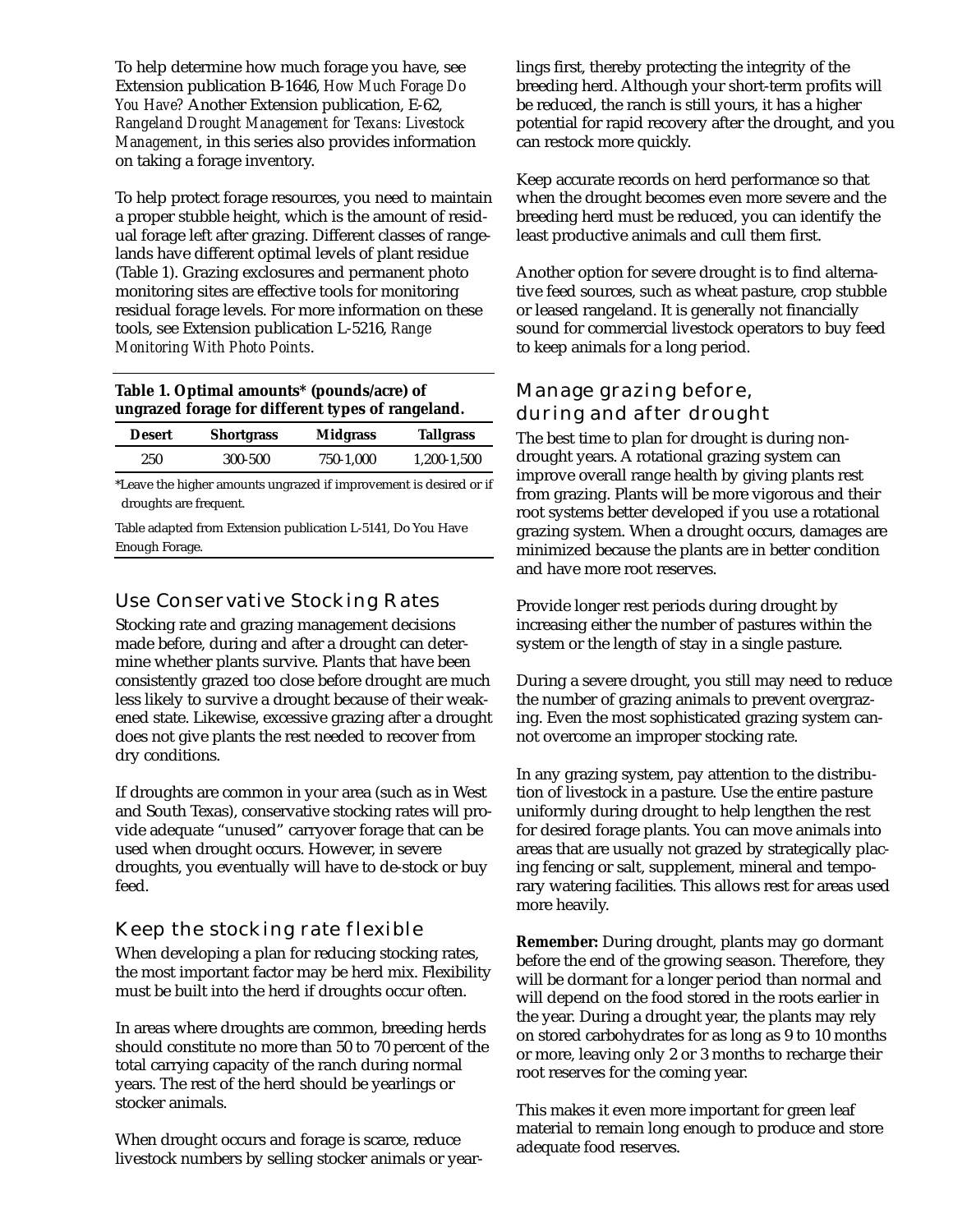To help determine how much forage you have, see Extension publication B-1646, *How Much Forage Do You Have?* Another Extension publication, E-62, *Rangeland Drought Management for Texans: Livestock Management*, in this series also provides information on taking a forage inventory.

To help protect forage resources, you need to maintain a proper stubble height, which is the amount of residual forage left after grazing. Different classes of rangelands have different optimal levels of plant residue (Table 1). Grazing exclosures and permanent photo monitoring sites are effective tools for monitoring residual forage levels. For more information on these tools, see Extension publication L-5216, *Range Monitoring With Photo Points*.

**Table 1. Optimal amounts* (pounds/acre) of ungrazed forage for different types of rangeland.**

| Desert | Shortgrass | Midgrass | Tallgrass |
|---|---|---|---|
| 250 | 300-500 | 750-1,000 | 1,200-1,500 |

*Leave the higher amounts ungrazed if improvement is desired or if droughts are frequent.

Table adapted from Extension publication L-5141, Do You Have Enough Forage.

## Use Conservative Stocking Rates

Stocking rate and grazing management decisions made before, during and after a drought can determine whether plants survive. Plants that have been consistently grazed too close before drought are much less likely to survive a drought because of their weakened state. Likewise, excessive grazing after a drought does not give plants the rest needed to recover from dry conditions.

If droughts are common in your area (such as in West and South Texas), conservative stocking rates will provide adequate "unused" carryover forage that can be used when drought occurs. However, in severe droughts, you eventually will have to de-stock or buy feed.

## Keep the stocking rate flexible

When developing a plan for reducing stocking rates, the most important factor may be herd mix. Flexibility must be built into the herd if droughts occur often.

In areas where droughts are common, breeding herds should constitute no more than 50 to 70 percent of the total carrying capacity of the ranch during normal years. The rest of the herd should be yearlings or stocker animals.

When drought occurs and forage is scarce, reduce livestock numbers by selling stocker animals or yearlings first, thereby protecting the integrity of the breeding herd. Although your short-term profits will be reduced, the ranch is still yours, it has a higher potential for rapid recovery after the drought, and you can restock more quickly.

Keep accurate records on herd performance so that when the drought becomes even more severe and the breeding herd must be reduced, you can identify the least productive animals and cull them first.

Another option for severe drought is to find alternative feed sources, such as wheat pasture, crop stubble or leased rangeland. It is generally not financially sound for commercial livestock operators to buy feed to keep animals for a long period.

## Manage grazing before, during and after drought

The best time to plan for drought is during non-drought years. A rotational grazing system can improve overall range health by giving plants rest from grazing. Plants will be more vigorous and their root systems better developed if you use a rotational grazing system. When a drought occurs, damages are minimized because the plants are in better condition and have more root reserves.

Provide longer rest periods during drought by increasing either the number of pastures within the system or the length of stay in a single pasture.

During a severe drought, you still may need to reduce the number of grazing animals to prevent overgrazing. Even the most sophisticated grazing system cannot overcome an improper stocking rate.

In any grazing system, pay attention to the distribution of livestock in a pasture. Use the entire pasture uniformly during drought to help lengthen the rest for desired forage plants. You can move animals into areas that are usually not grazed by strategically placing fencing or salt, supplement, mineral and temporary watering facilities. This allows rest for areas used more heavily.

**Remember:** During drought, plants may go dormant before the end of the growing season. Therefore, they will be dormant for a longer period than normal and will depend on the food stored in the roots earlier in the year. During a drought year, the plants may rely on stored carbohydrates for as long as 9 to 10 months or more, leaving only 2 or 3 months to recharge their root reserves for the coming year.

This makes it even more important for green leaf material to remain long enough to produce and store adequate food reserves.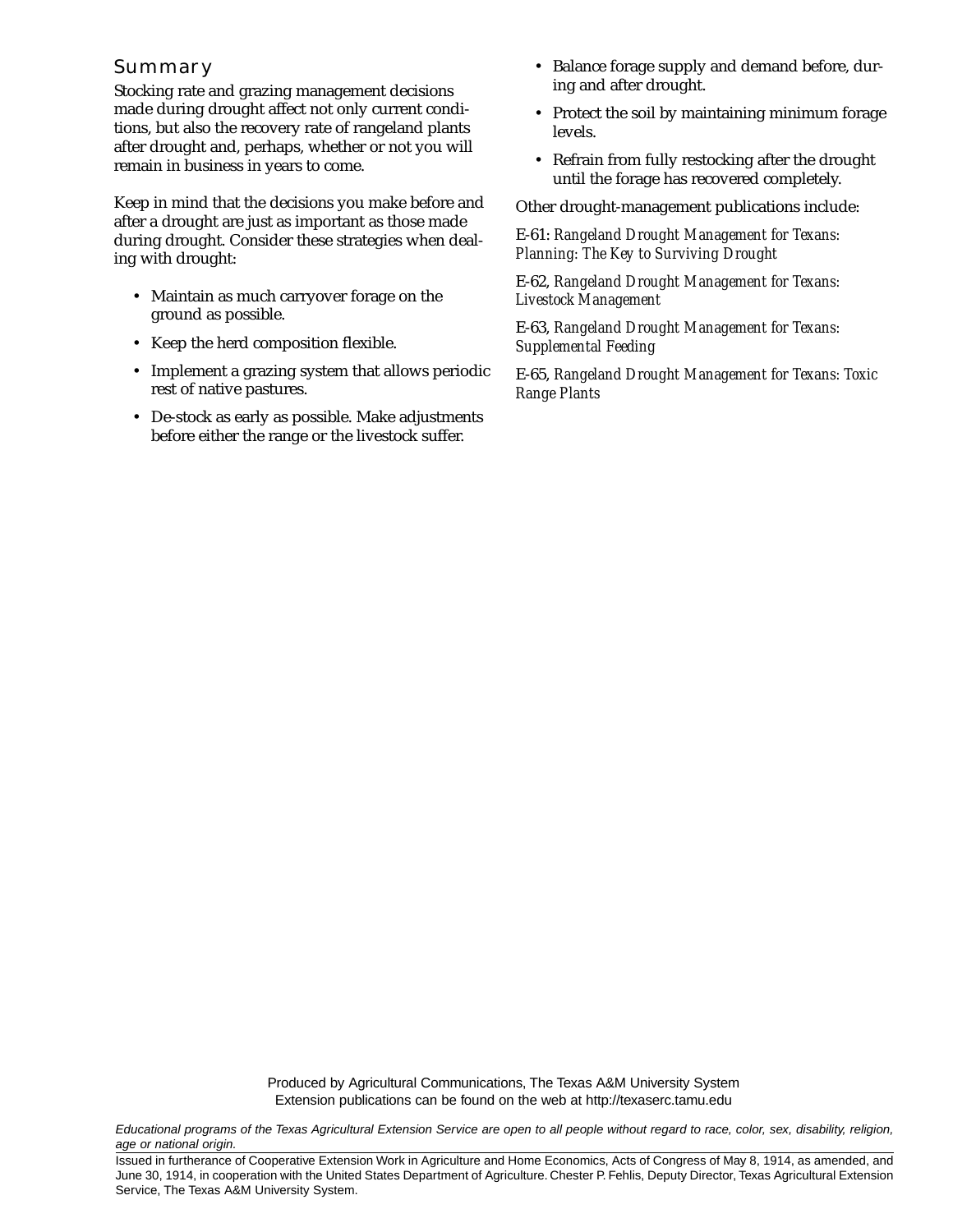## Summary

Stocking rate and grazing management decisions made during drought affect not only current conditions, but also the recovery rate of rangeland plants after drought and, perhaps, whether or not you will remain in business in years to come.

Keep in mind that the decisions you make before and after a drought are just as important as those made during drought. Consider these strategies when dealing with drought:

- Maintain as much carryover forage on the ground as possible.
- Keep the herd composition flexible.
- Implement a grazing system that allows periodic rest of native pastures.
- De-stock as early as possible. Make adjustments before either the range or the livestock suffer.
- Balance forage supply and demand before, during and after drought.
- Protect the soil by maintaining minimum forage levels.
- Refrain from fully restocking after the drought until the forage has recovered completely.

Other drought-management publications include:

E-61: *Rangeland Drought Management for Texans: Planning: The Key to Surviving Drought*

E-62, *Rangeland Drought Management for Texans: Livestock Management*

E-63, *Rangeland Drought Management for Texans: Supplemental Feeding*

E-65, *Rangeland Drought Management for Texans: Toxic Range Plants*

Produced by Agricultural Communications, The Texas A&M University System
Extension publications can be found on the web at http://texaserc.tamu.edu

*Educational programs of the Texas Agricultural Extension Service are open to all people without regard to race, color, sex, disability, religion, age or national origin.*

Issued in furtherance of Cooperative Extension Work in Agriculture and Home Economics, Acts of Congress of May 8, 1914, as amended, and June 30, 1914, in cooperation with the United States Department of Agriculture. Chester P. Fehlis, Deputy Director, Texas Agricultural Extension Service, The Texas A&M University System.